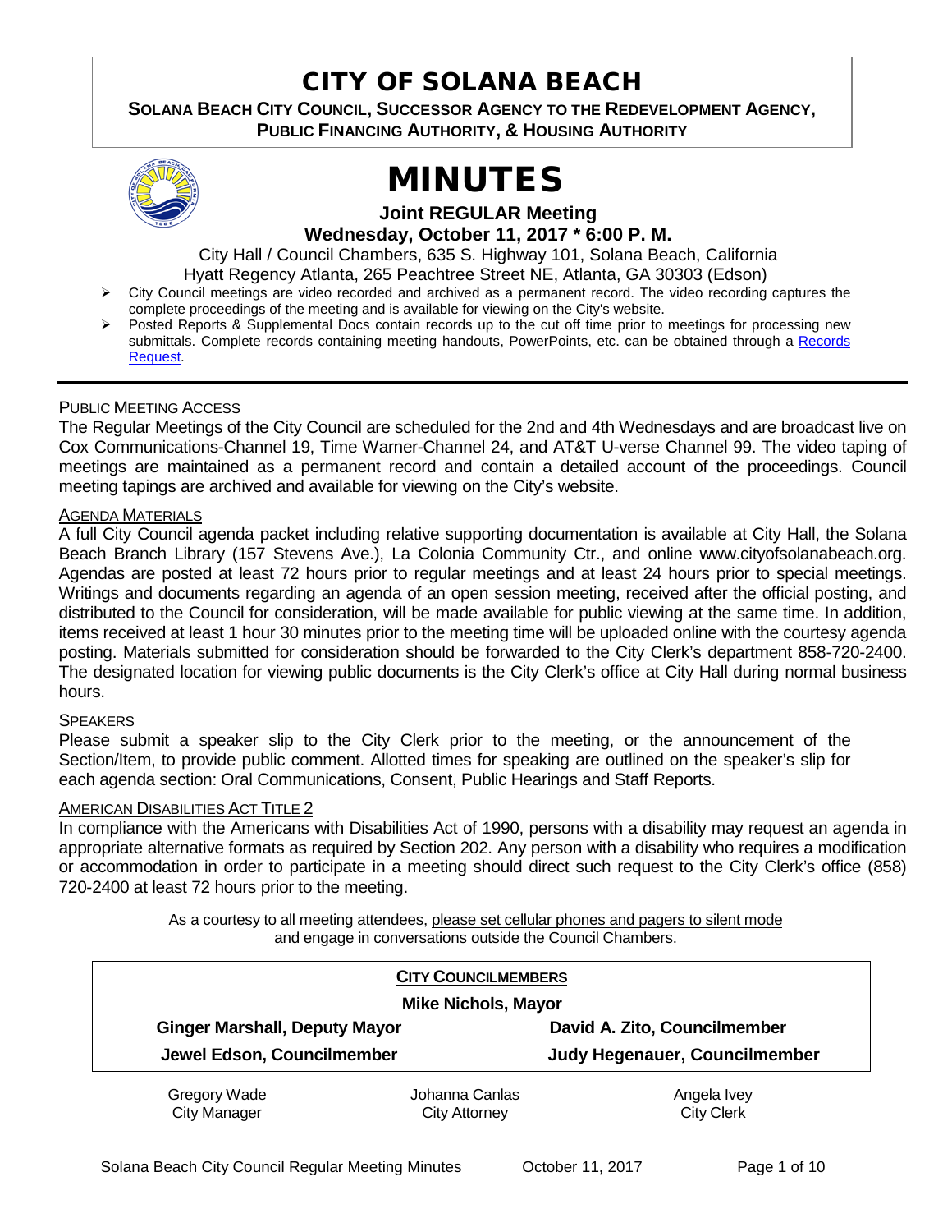# CITY OF SOLANA BEACH

**SOLANA BEACH CITY COUNCIL, SUCCESSOR AGENCY TO THE REDEVELOPMENT AGENCY, PUBLIC FINANCING AUTHORITY, & HOUSING AUTHORITY**

# MINUTES

**Joint REGULAR Meeting**
**Wednesday, October 11, 2017 * 6:00 P. M.**

City Hall / Council Chambers, 635 S. Highway 101, Solana Beach, California
Hyatt Regency Atlanta, 265 Peachtree Street NE, Atlanta, GA 30303 (Edson)

- City Council meetings are video recorded and archived as a permanent record. The video recording captures the complete proceedings of the meeting and is available for viewing on the City's website.
- Posted Reports & Supplemental Docs contain records up to the cut off time prior to meetings for processing new submittals. Complete records containing meeting handouts, PowerPoints, etc. can be obtained through a Records Request.

---

PUBLIC MEETING ACCESS

The Regular Meetings of the City Council are scheduled for the 2nd and 4th Wednesdays and are broadcast live on Cox Communications-Channel 19, Time Warner-Channel 24, and AT&T U-verse Channel 99. The video taping of meetings are maintained as a permanent record and contain a detailed account of the proceedings. Council meeting tapings are archived and available for viewing on the City's website.

AGENDA MATERIALS

A full City Council agenda packet including relative supporting documentation is available at City Hall, the Solana Beach Branch Library (157 Stevens Ave.), La Colonia Community Ctr., and online www.cityofsolanabeach.org. Agendas are posted at least 72 hours prior to regular meetings and at least 24 hours prior to special meetings. Writings and documents regarding an agenda of an open session meeting, received after the official posting, and distributed to the Council for consideration, will be made available for public viewing at the same time. In addition, items received at least 1 hour 30 minutes prior to the meeting time will be uploaded online with the courtesy agenda posting. Materials submitted for consideration should be forwarded to the City Clerk's department 858-720-2400. The designated location for viewing public documents is the City Clerk's office at City Hall during normal business hours.

SPEAKERS

Please submit a speaker slip to the City Clerk prior to the meeting, or the announcement of the Section/Item, to provide public comment. Allotted times for speaking are outlined on the speaker's slip for each agenda section: Oral Communications, Consent, Public Hearings and Staff Reports.

AMERICAN DISABILITIES ACT TITLE 2

In compliance with the Americans with Disabilities Act of 1990, persons with a disability may request an agenda in appropriate alternative formats as required by Section 202. Any person with a disability who requires a modification or accommodation in order to participate in a meeting should direct such request to the City Clerk's office (858) 720-2400 at least 72 hours prior to the meeting.

As a courtesy to all meeting attendees, please set cellular phones and pagers to silent mode and engage in conversations outside the Council Chambers.

**CITY COUNCILMEMBERS**

**Mike Nichols, Mayor**

| **Ginger Marshall, Deputy Mayor** | **David A. Zito, Councilmember** |
|---|---|
| **Jewel Edson, Councilmember** | **Judy Hegenauer, Councilmember** |

| Gregory Wade | Johanna Canlas | Angela Ivey |
|---|---|---|
| City Manager | City Attorney | City Clerk |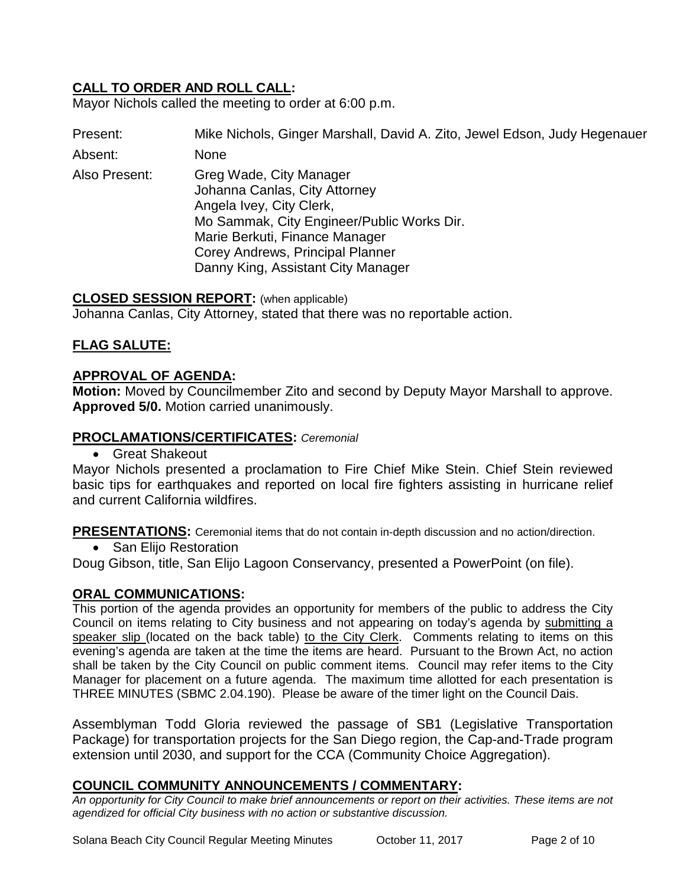## **CALL TO ORDER AND ROLL CALL:**

Mayor Nichols called the meeting to order at 6:00 p.m.

Present: Mike Nichols, Ginger Marshall, David A. Zito, Jewel Edson, Judy Hegenauer

Absent: None

Also Present: Greg Wade, City Manager
Johanna Canlas, City Attorney
Angela Ivey, City Clerk,
Mo Sammak, City Engineer/Public Works Dir.
Marie Berkuti, Finance Manager
Corey Andrews, Principal Planner
Danny King, Assistant City Manager

## **CLOSED SESSION REPORT:** (when applicable)

Johanna Canlas, City Attorney, stated that there was no reportable action.

## **FLAG SALUTE:**

## **APPROVAL OF AGENDA:**

**Motion:** Moved by Councilmember Zito and second by Deputy Mayor Marshall to approve. **Approved 5/0.** Motion carried unanimously.

## **PROCLAMATIONS/CERTIFICATES:** *Ceremonial*

- Great Shakeout

Mayor Nichols presented a proclamation to Fire Chief Mike Stein. Chief Stein reviewed basic tips for earthquakes and reported on local fire fighters assisting in hurricane relief and current California wildfires.

## **PRESENTATIONS:** Ceremonial items that do not contain in-depth discussion and no action/direction.

- San Elijo Restoration

Doug Gibson, title, San Elijo Lagoon Conservancy, presented a PowerPoint (on file).

## **ORAL COMMUNICATIONS:**

This portion of the agenda provides an opportunity for members of the public to address the City Council on items relating to City business and not appearing on today's agenda by submitting a speaker slip (located on the back table) to the City Clerk. Comments relating to items on this evening's agenda are taken at the time the items are heard. Pursuant to the Brown Act, no action shall be taken by the City Council on public comment items. Council may refer items to the City Manager for placement on a future agenda. The maximum time allotted for each presentation is THREE MINUTES (SBMC 2.04.190). Please be aware of the timer light on the Council Dais.

Assemblyman Todd Gloria reviewed the passage of SB1 (Legislative Transportation Package) for transportation projects for the San Diego region, the Cap-and-Trade program extension until 2030, and support for the CCA (Community Choice Aggregation).

## **COUNCIL COMMUNITY ANNOUNCEMENTS / COMMENTARY:**

*An opportunity for City Council to make brief announcements or report on their activities. These items are not agendized for official City business with no action or substantive discussion.*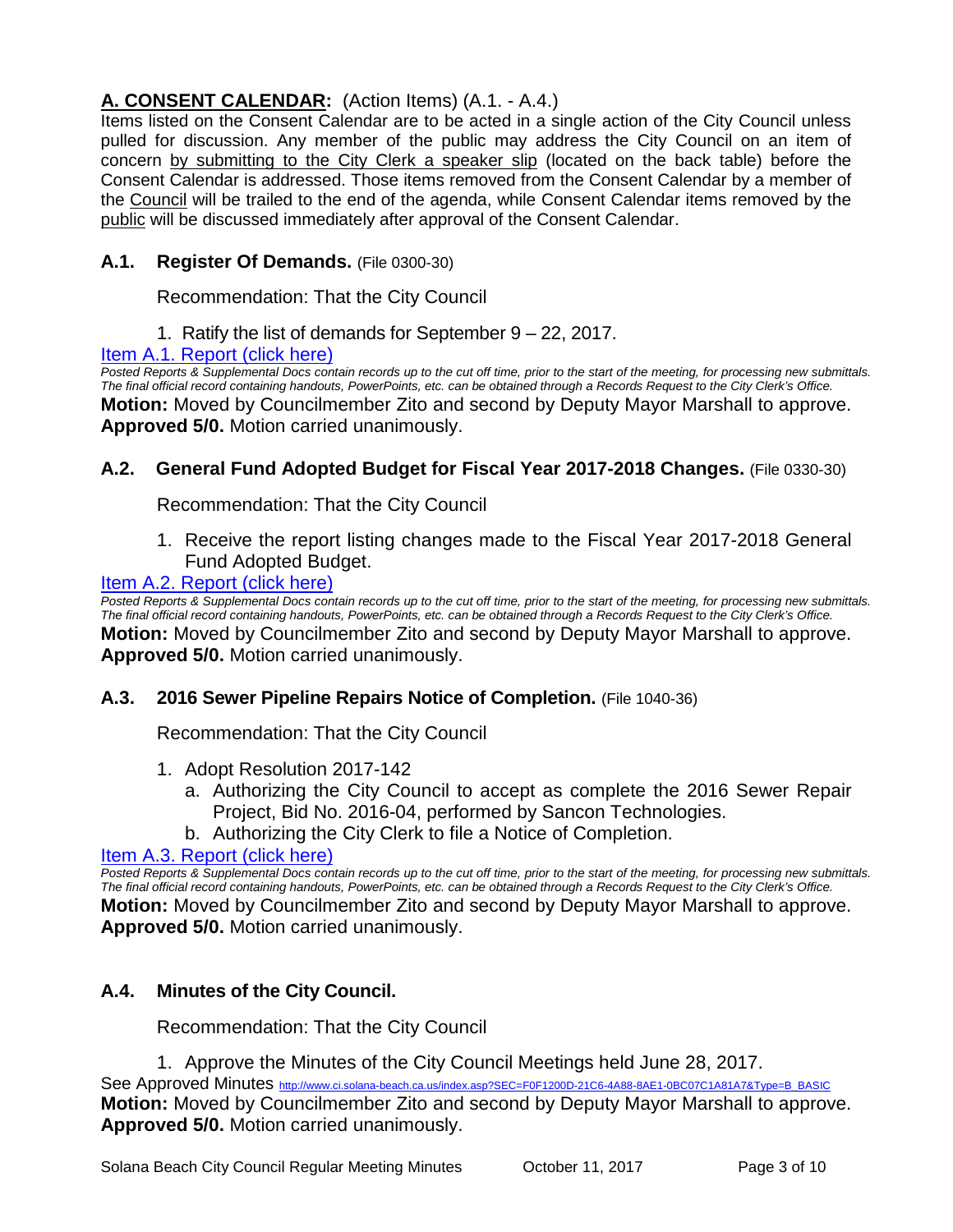## A. CONSENT CALENDAR: (Action Items) (A.1. - A.4.)

Items listed on the Consent Calendar are to be acted in a single action of the City Council unless pulled for discussion. Any member of the public may address the City Council on an item of concern by submitting to the City Clerk a speaker slip (located on the back table) before the Consent Calendar is addressed. Those items removed from the Consent Calendar by a member of the Council will be trailed to the end of the agenda, while Consent Calendar items removed by the public will be discussed immediately after approval of the Consent Calendar.

### A.1. Register Of Demands. (File 0300-30)

Recommendation: That the City Council

1. Ratify the list of demands for September 9 – 22, 2017.

Item A.1. Report (click here)

*Posted Reports & Supplemental Docs contain records up to the cut off time, prior to the start of the meeting, for processing new submittals. The final official record containing handouts, PowerPoints, etc. can be obtained through a Records Request to the City Clerk's Office.*

**Motion:** Moved by Councilmember Zito and second by Deputy Mayor Marshall to approve. **Approved 5/0.** Motion carried unanimously.

### A.2. General Fund Adopted Budget for Fiscal Year 2017-2018 Changes. (File 0330-30)

Recommendation: That the City Council

1. Receive the report listing changes made to the Fiscal Year 2017-2018 General Fund Adopted Budget.

Item A.2. Report (click here)

*Posted Reports & Supplemental Docs contain records up to the cut off time, prior to the start of the meeting, for processing new submittals. The final official record containing handouts, PowerPoints, etc. can be obtained through a Records Request to the City Clerk's Office.*

**Motion:** Moved by Councilmember Zito and second by Deputy Mayor Marshall to approve. **Approved 5/0.** Motion carried unanimously.

### A.3. 2016 Sewer Pipeline Repairs Notice of Completion. (File 1040-36)

Recommendation: That the City Council

1. Adopt Resolution 2017-142
   a. Authorizing the City Council to accept as complete the 2016 Sewer Repair Project, Bid No. 2016-04, performed by Sancon Technologies.
   b. Authorizing the City Clerk to file a Notice of Completion.

Item A.3. Report (click here)

*Posted Reports & Supplemental Docs contain records up to the cut off time, prior to the start of the meeting, for processing new submittals. The final official record containing handouts, PowerPoints, etc. can be obtained through a Records Request to the City Clerk's Office.*

**Motion:** Moved by Councilmember Zito and second by Deputy Mayor Marshall to approve. **Approved 5/0.** Motion carried unanimously.

### A.4. Minutes of the City Council.

Recommendation: That the City Council

1. Approve the Minutes of the City Council Meetings held June 28, 2017.

See Approved Minutes http://www.ci.solana-beach.ca.us/index.asp?SEC=F0F1200D-21C6-4A88-8AE1-0BC07C1A81A7&Type=B_BASIC

**Motion:** Moved by Councilmember Zito and second by Deputy Mayor Marshall to approve. **Approved 5/0.** Motion carried unanimously.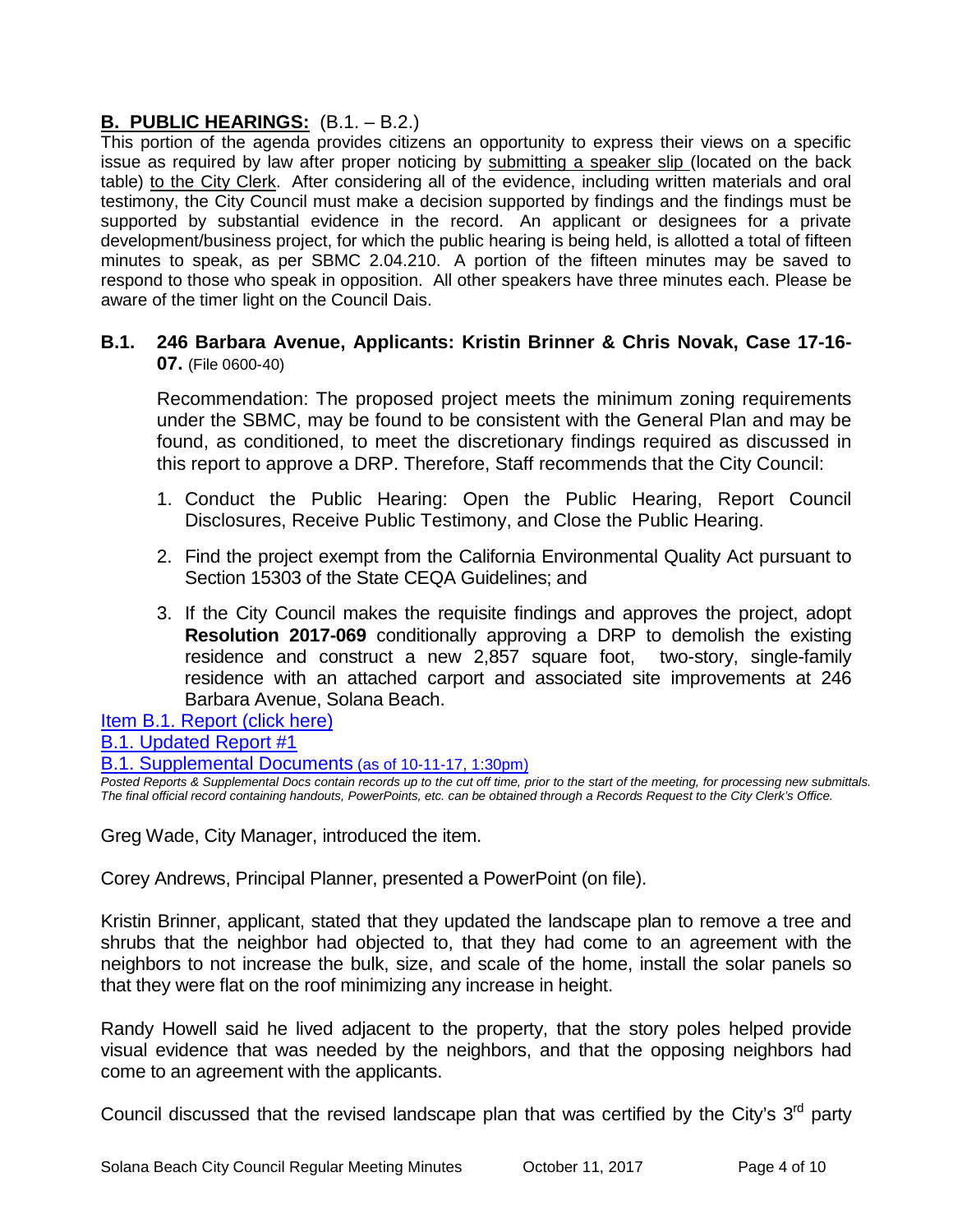## **B. PUBLIC HEARINGS:** (B.1. – B.2.)

This portion of the agenda provides citizens an opportunity to express their views on a specific issue as required by law after proper noticing by submitting a speaker slip (located on the back table) to the City Clerk. After considering all of the evidence, including written materials and oral testimony, the City Council must make a decision supported by findings and the findings must be supported by substantial evidence in the record. An applicant or designees for a private development/business project, for which the public hearing is being held, is allotted a total of fifteen minutes to speak, as per SBMC 2.04.210. A portion of the fifteen minutes may be saved to respond to those who speak in opposition. All other speakers have three minutes each. Please be aware of the timer light on the Council Dais.

### **B.1. 246 Barbara Avenue, Applicants: Kristin Brinner & Chris Novak, Case 17-16-07.** (File 0600-40)

Recommendation: The proposed project meets the minimum zoning requirements under the SBMC, may be found to be consistent with the General Plan and may be found, as conditioned, to meet the discretionary findings required as discussed in this report to approve a DRP. Therefore, Staff recommends that the City Council:

1. Conduct the Public Hearing: Open the Public Hearing, Report Council Disclosures, Receive Public Testimony, and Close the Public Hearing.
2. Find the project exempt from the California Environmental Quality Act pursuant to Section 15303 of the State CEQA Guidelines; and
3. If the City Council makes the requisite findings and approves the project, adopt **Resolution 2017-069** conditionally approving a DRP to demolish the existing residence and construct a new 2,857 square foot, two-story, single-family residence with an attached carport and associated site improvements at 246 Barbara Avenue, Solana Beach.

Item B.1. Report (click here)

B.1. Updated Report #1

B.1. Supplemental Documents (as of 10-11-17, 1:30pm)

*Posted Reports & Supplemental Docs contain records up to the cut off time, prior to the start of the meeting, for processing new submittals. The final official record containing handouts, PowerPoints, etc. can be obtained through a Records Request to the City Clerk's Office.*

Greg Wade, City Manager, introduced the item.

Corey Andrews, Principal Planner, presented a PowerPoint (on file).

Kristin Brinner, applicant, stated that they updated the landscape plan to remove a tree and shrubs that the neighbor had objected to, that they had come to an agreement with the neighbors to not increase the bulk, size, and scale of the home, install the solar panels so that they were flat on the roof minimizing any increase in height.

Randy Howell said he lived adjacent to the property, that the story poles helped provide visual evidence that was needed by the neighbors, and that the opposing neighbors had come to an agreement with the applicants.

Council discussed that the revised landscape plan that was certified by the City's 3rd party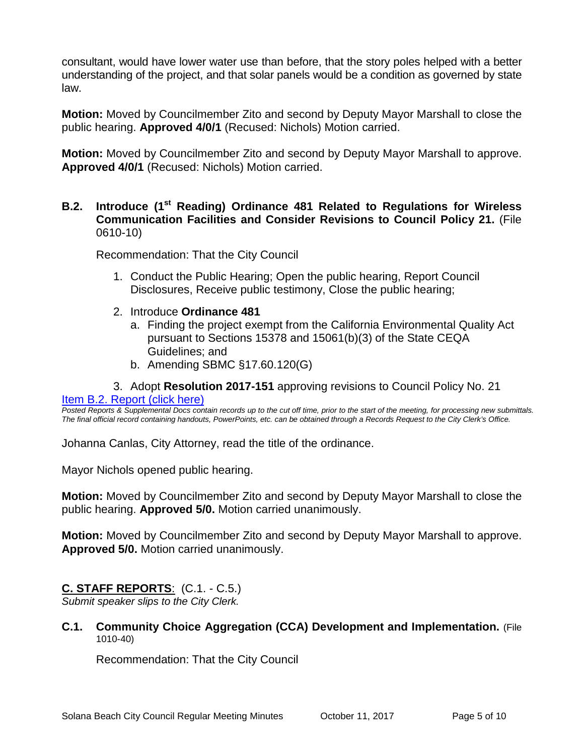consultant, would have lower water use than before, that the story poles helped with a better understanding of the project, and that solar panels would be a condition as governed by state law.

**Motion:** Moved by Councilmember Zito and second by Deputy Mayor Marshall to close the public hearing. **Approved 4/0/1** (Recused: Nichols) Motion carried.

**Motion:** Moved by Councilmember Zito and second by Deputy Mayor Marshall to approve. **Approved 4/0/1** (Recused: Nichols) Motion carried.

**B.2. Introduce (1st Reading) Ordinance 481 Related to Regulations for Wireless Communication Facilities and Consider Revisions to Council Policy 21.** (File 0610-10)

Recommendation: That the City Council

1. Conduct the Public Hearing; Open the public hearing, Report Council Disclosures, Receive public testimony, Close the public hearing;
2. Introduce **Ordinance 481**
   a. Finding the project exempt from the California Environmental Quality Act pursuant to Sections 15378 and 15061(b)(3) of the State CEQA Guidelines; and
   b. Amending SBMC §17.60.120(G)
3. Adopt **Resolution 2017-151** approving revisions to Council Policy No. 21

Item B.2. Report (click here)

*Posted Reports & Supplemental Docs contain records up to the cut off time, prior to the start of the meeting, for processing new submittals. The final official record containing handouts, PowerPoints, etc. can be obtained through a Records Request to the City Clerk's Office.*

Johanna Canlas, City Attorney, read the title of the ordinance.

Mayor Nichols opened public hearing.

**Motion:** Moved by Councilmember Zito and second by Deputy Mayor Marshall to close the public hearing. **Approved 5/0.** Motion carried unanimously.

**Motion:** Moved by Councilmember Zito and second by Deputy Mayor Marshall to approve. **Approved 5/0.** Motion carried unanimously.

## C. STAFF REPORTS: (C.1. - C.5.)

*Submit speaker slips to the City Clerk.*

**C.1. Community Choice Aggregation (CCA) Development and Implementation.** (File 1010-40)

Recommendation: That the City Council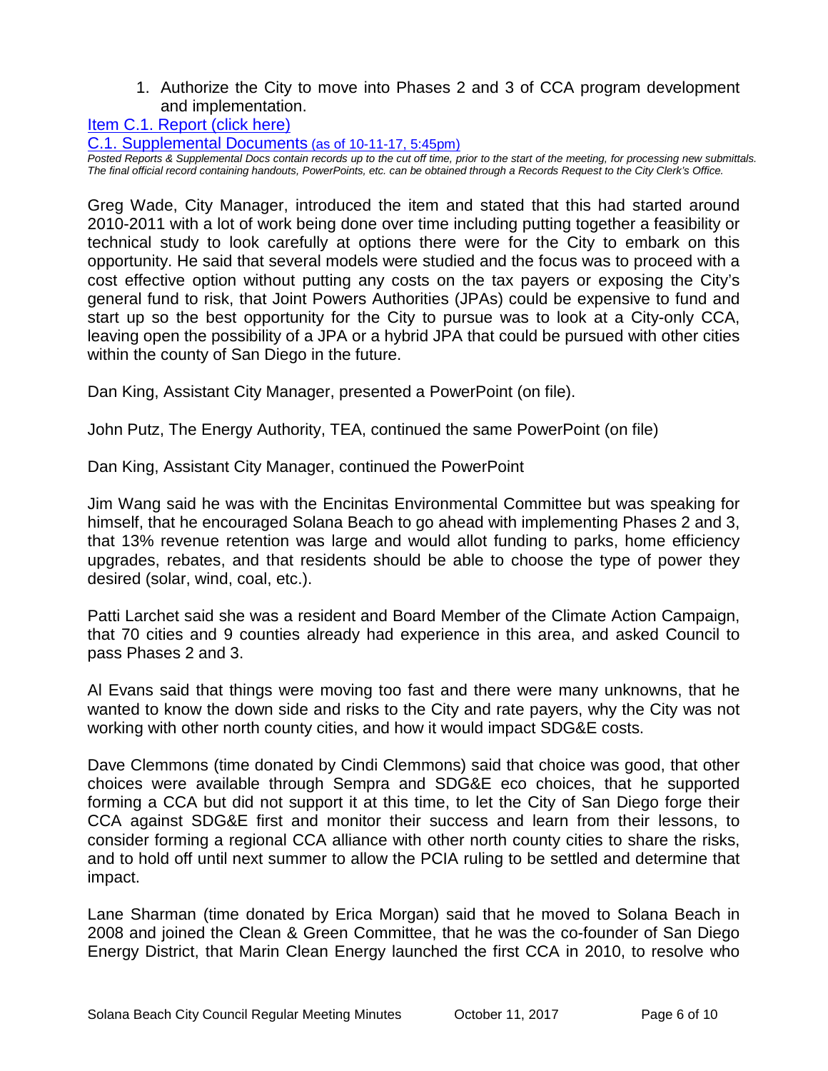1. Authorize the City to move into Phases 2 and 3 of CCA program development and implementation.

Item C.1. Report (click here)

C.1. Supplemental Documents (as of 10-11-17, 5:45pm)

*Posted Reports & Supplemental Docs contain records up to the cut off time, prior to the start of the meeting, for processing new submittals. The final official record containing handouts, PowerPoints, etc. can be obtained through a Records Request to the City Clerk's Office.*

Greg Wade, City Manager, introduced the item and stated that this had started around 2010-2011 with a lot of work being done over time including putting together a feasibility or technical study to look carefully at options there were for the City to embark on this opportunity. He said that several models were studied and the focus was to proceed with a cost effective option without putting any costs on the tax payers or exposing the City's general fund to risk, that Joint Powers Authorities (JPAs) could be expensive to fund and start up so the best opportunity for the City to pursue was to look at a City-only CCA, leaving open the possibility of a JPA or a hybrid JPA that could be pursued with other cities within the county of San Diego in the future.

Dan King, Assistant City Manager, presented a PowerPoint (on file).

John Putz, The Energy Authority, TEA, continued the same PowerPoint (on file)

Dan King, Assistant City Manager, continued the PowerPoint

Jim Wang said he was with the Encinitas Environmental Committee but was speaking for himself, that he encouraged Solana Beach to go ahead with implementing Phases 2 and 3, that 13% revenue retention was large and would allot funding to parks, home efficiency upgrades, rebates, and that residents should be able to choose the type of power they desired (solar, wind, coal, etc.).

Patti Larchet said she was a resident and Board Member of the Climate Action Campaign, that 70 cities and 9 counties already had experience in this area, and asked Council to pass Phases 2 and 3.

Al Evans said that things were moving too fast and there were many unknowns, that he wanted to know the down side and risks to the City and rate payers, why the City was not working with other north county cities, and how it would impact SDG&E costs.

Dave Clemmons (time donated by Cindi Clemmons) said that choice was good, that other choices were available through Sempra and SDG&E eco choices, that he supported forming a CCA but did not support it at this time, to let the City of San Diego forge their CCA against SDG&E first and monitor their success and learn from their lessons, to consider forming a regional CCA alliance with other north county cities to share the risks, and to hold off until next summer to allow the PCIA ruling to be settled and determine that impact.

Lane Sharman (time donated by Erica Morgan) said that he moved to Solana Beach in 2008 and joined the Clean & Green Committee, that he was the co-founder of San Diego Energy District, that Marin Clean Energy launched the first CCA in 2010, to resolve who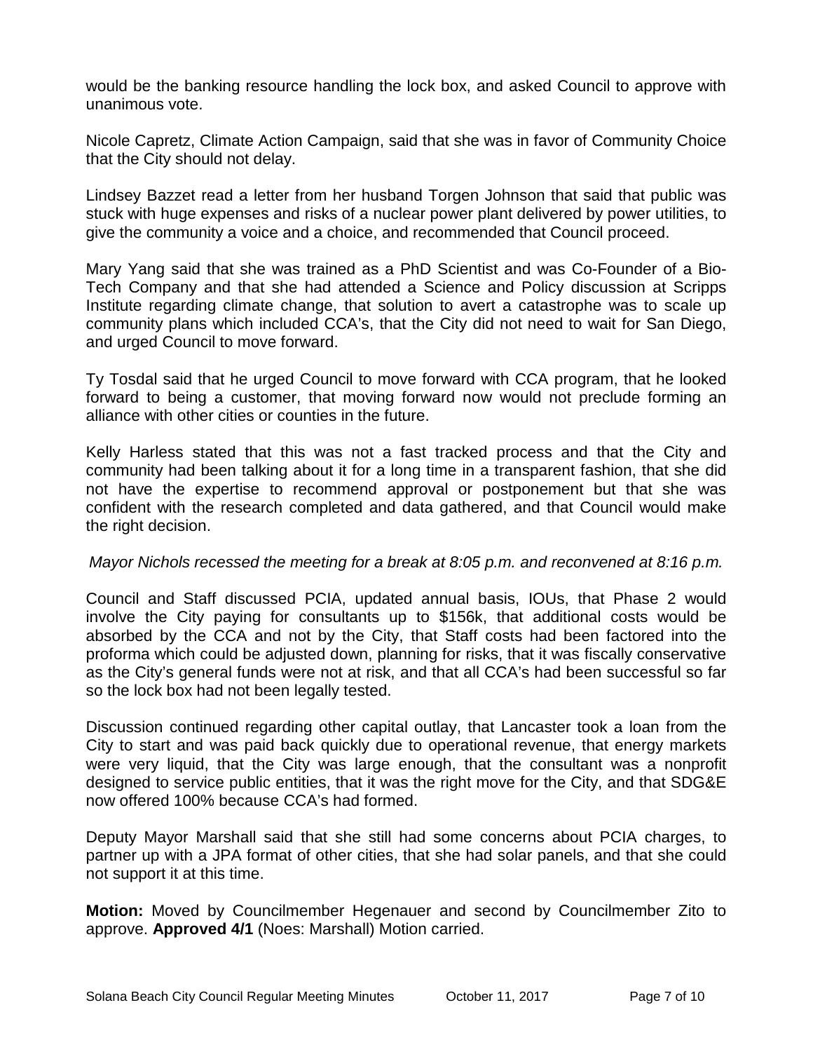would be the banking resource handling the lock box, and asked Council to approve with unanimous vote.

Nicole Capretz, Climate Action Campaign, said that she was in favor of Community Choice that the City should not delay.

Lindsey Bazzet read a letter from her husband Torgen Johnson that said that public was stuck with huge expenses and risks of a nuclear power plant delivered by power utilities, to give the community a voice and a choice, and recommended that Council proceed.

Mary Yang said that she was trained as a PhD Scientist and was Co-Founder of a Bio-Tech Company and that she had attended a Science and Policy discussion at Scripps Institute regarding climate change, that solution to avert a catastrophe was to scale up community plans which included CCA's, that the City did not need to wait for San Diego, and urged Council to move forward.

Ty Tosdal said that he urged Council to move forward with CCA program, that he looked forward to being a customer, that moving forward now would not preclude forming an alliance with other cities or counties in the future.

Kelly Harless stated that this was not a fast tracked process and that the City and community had been talking about it for a long time in a transparent fashion, that she did not have the expertise to recommend approval or postponement but that she was confident with the research completed and data gathered, and that Council would make the right decision.

*Mayor Nichols recessed the meeting for a break at 8:05 p.m. and reconvened at 8:16 p.m.*

Council and Staff discussed PCIA, updated annual basis, IOUs, that Phase 2 would involve the City paying for consultants up to $156k, that additional costs would be absorbed by the CCA and not by the City, that Staff costs had been factored into the proforma which could be adjusted down, planning for risks, that it was fiscally conservative as the City's general funds were not at risk, and that all CCA's had been successful so far so the lock box had not been legally tested.

Discussion continued regarding other capital outlay, that Lancaster took a loan from the City to start and was paid back quickly due to operational revenue, that energy markets were very liquid, that the City was large enough, that the consultant was a nonprofit designed to service public entities, that it was the right move for the City, and that SDG&E now offered 100% because CCA's had formed.

Deputy Mayor Marshall said that she still had some concerns about PCIA charges, to partner up with a JPA format of other cities, that she had solar panels, and that she could not support it at this time.

**Motion:** Moved by Councilmember Hegenauer and second by Councilmember Zito to approve. **Approved 4/1** (Noes: Marshall) Motion carried.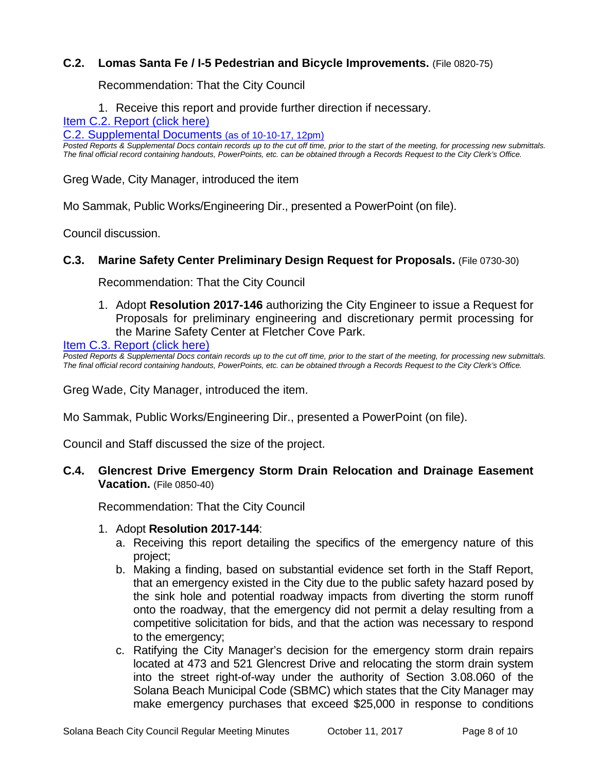### C.2. Lomas Santa Fe / I-5 Pedestrian and Bicycle Improvements. (File 0820-75)

Recommendation: That the City Council

1. Receive this report and provide further direction if necessary.

Item C.2. Report (click here)

C.2. Supplemental Documents (as of 10-10-17, 12pm)

*Posted Reports & Supplemental Docs contain records up to the cut off time, prior to the start of the meeting, for processing new submittals. The final official record containing handouts, PowerPoints, etc. can be obtained through a Records Request to the City Clerk's Office.*

Greg Wade, City Manager, introduced the item

Mo Sammak, Public Works/Engineering Dir., presented a PowerPoint (on file).

Council discussion.

### C.3. Marine Safety Center Preliminary Design Request for Proposals. (File 0730-30)

Recommendation: That the City Council

1. Adopt **Resolution 2017-146** authorizing the City Engineer to issue a Request for Proposals for preliminary engineering and discretionary permit processing for the Marine Safety Center at Fletcher Cove Park.

Item C.3. Report (click here)

*Posted Reports & Supplemental Docs contain records up to the cut off time, prior to the start of the meeting, for processing new submittals. The final official record containing handouts, PowerPoints, etc. can be obtained through a Records Request to the City Clerk's Office.*

Greg Wade, City Manager, introduced the item.

Mo Sammak, Public Works/Engineering Dir., presented a PowerPoint (on file).

Council and Staff discussed the size of the project.

### C.4. Glencrest Drive Emergency Storm Drain Relocation and Drainage Easement Vacation. (File 0850-40)

Recommendation: That the City Council

1. Adopt **Resolution 2017-144**:
   a. Receiving this report detailing the specifics of the emergency nature of this project;
   b. Making a finding, based on substantial evidence set forth in the Staff Report, that an emergency existed in the City due to the public safety hazard posed by the sink hole and potential roadway impacts from diverting the storm runoff onto the roadway, that the emergency did not permit a delay resulting from a competitive solicitation for bids, and that the action was necessary to respond to the emergency;
   c. Ratifying the City Manager's decision for the emergency storm drain repairs located at 473 and 521 Glencrest Drive and relocating the storm drain system into the street right-of-way under the authority of Section 3.08.060 of the Solana Beach Municipal Code (SBMC) which states that the City Manager may make emergency purchases that exceed $25,000 in response to conditions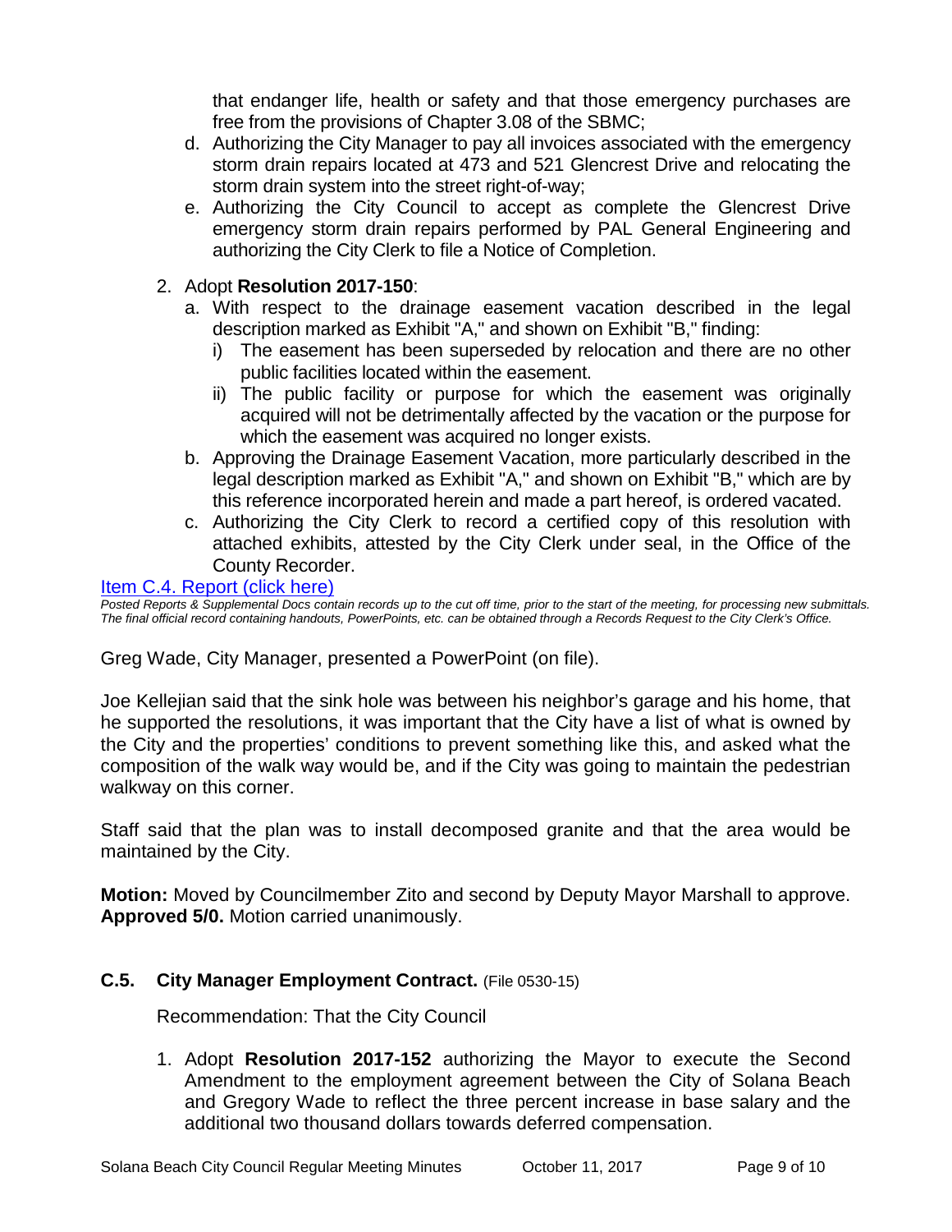that endanger life, health or safety and that those emergency purchases are free from the provisions of Chapter 3.08 of the SBMC;

d. Authorizing the City Manager to pay all invoices associated with the emergency storm drain repairs located at 473 and 521 Glencrest Drive and relocating the storm drain system into the street right-of-way;
e. Authorizing the City Council to accept as complete the Glencrest Drive emergency storm drain repairs performed by PAL General Engineering and authorizing the City Clerk to file a Notice of Completion.

2. Adopt **Resolution 2017-150**:
   a. With respect to the drainage easement vacation described in the legal description marked as Exhibit "A," and shown on Exhibit "B," finding:
      i) The easement has been superseded by relocation and there are no other public facilities located within the easement.
      ii) The public facility or purpose for which the easement was originally acquired will not be detrimentally affected by the vacation or the purpose for which the easement was acquired no longer exists.
   b. Approving the Drainage Easement Vacation, more particularly described in the legal description marked as Exhibit "A," and shown on Exhibit "B," which are by this reference incorporated herein and made a part hereof, is ordered vacated.
   c. Authorizing the City Clerk to record a certified copy of this resolution with attached exhibits, attested by the City Clerk under seal, in the Office of the County Recorder.

Item C.4. Report (click here)

*Posted Reports & Supplemental Docs contain records up to the cut off time, prior to the start of the meeting, for processing new submittals. The final official record containing handouts, PowerPoints, etc. can be obtained through a Records Request to the City Clerk's Office.*

Greg Wade, City Manager, presented a PowerPoint (on file).

Joe Kellejian said that the sink hole was between his neighbor's garage and his home, that he supported the resolutions, it was important that the City have a list of what is owned by the City and the properties' conditions to prevent something like this, and asked what the composition of the walk way would be, and if the City was going to maintain the pedestrian walkway on this corner.

Staff said that the plan was to install decomposed granite and that the area would be maintained by the City.

**Motion:** Moved by Councilmember Zito and second by Deputy Mayor Marshall to approve. **Approved 5/0.** Motion carried unanimously.

### C.5. City Manager Employment Contract. (File 0530-15)

Recommendation: That the City Council

1. Adopt **Resolution 2017-152** authorizing the Mayor to execute the Second Amendment to the employment agreement between the City of Solana Beach and Gregory Wade to reflect the three percent increase in base salary and the additional two thousand dollars towards deferred compensation.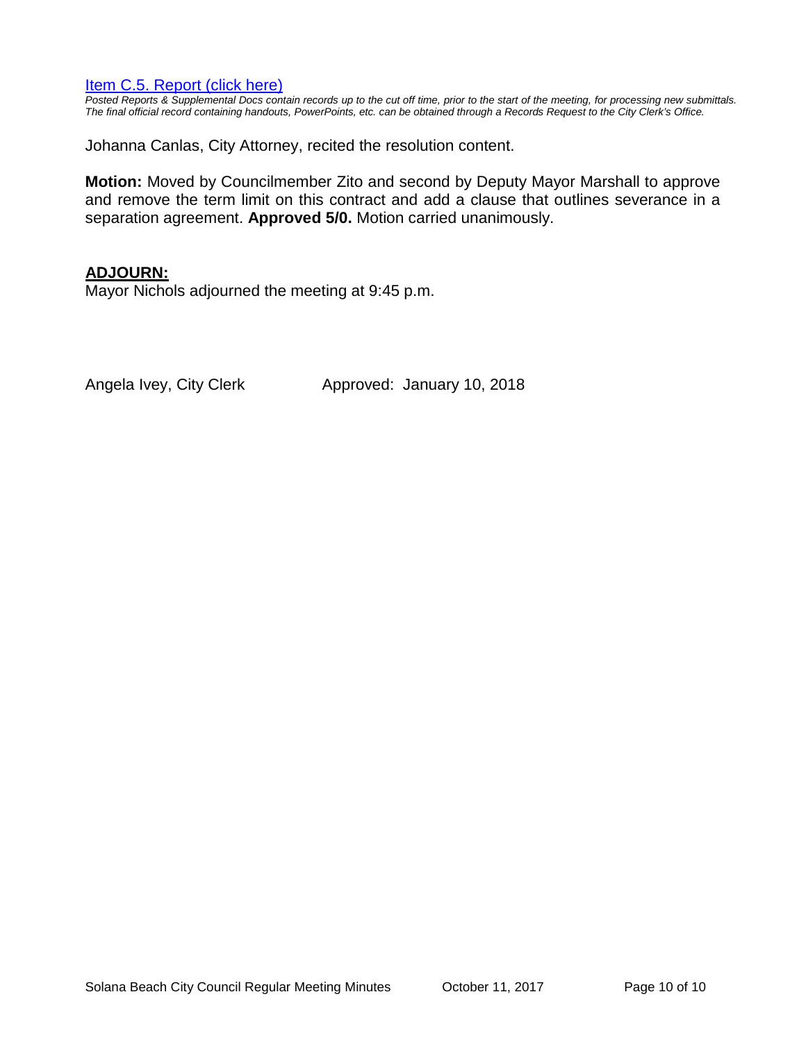[Item C.5. Report (click here)]

*Posted Reports & Supplemental Docs contain records up to the cut off time, prior to the start of the meeting, for processing new submittals. The final official record containing handouts, PowerPoints, etc. can be obtained through a Records Request to the City Clerk's Office.*

Johanna Canlas, City Attorney, recited the resolution content.

**Motion:** Moved by Councilmember Zito and second by Deputy Mayor Marshall to approve and remove the term limit on this contract and add a clause that outlines severance in a separation agreement. **Approved 5/0.** Motion carried unanimously.

## ADJOURN:

Mayor Nichols adjourned the meeting at 9:45 p.m.

Angela Ivey, City Clerk Approved: January 10, 2018